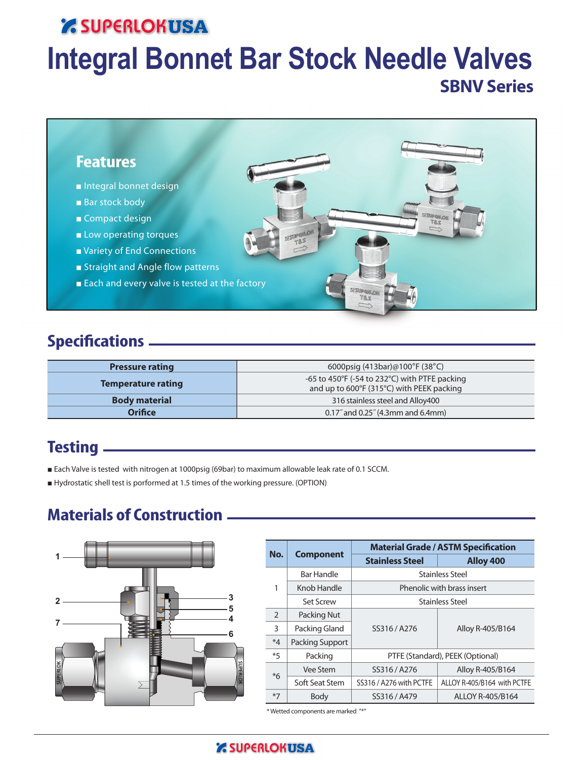# Integral Bonnet Bar Stock Needle Valves

## SBNV Series

### Features

- Integral bonnet design
- Bar stock body
- Compact design
- Low operating torques
- Variety of End Connections
- Straight and Angle flow patterns
- Each and every valve is tested at the factory

## Specifications

| | |
|---|---|
| **Pressure rating** | 6000psig (413bar)@100°F (38°C) |
| **Temperature rating** | -65 to 450°F (-54 to 232°C) with PTFE packing<br>and up to 600°F (315°C) with PEEK packing |
| **Body material** | 316 stainless steel and Alloy400 |
| **Orifice** | 0.17˝ and 0.25˝ (4.3mm and 6.4mm) |

## Testing

- Each Valve is tested with nitrogen at 1000psig (69bar) to maximum allowable leak rate of 0.1 SCCM.
- Hydrostatic shell test is porformed at 1.5 times of the working pressure. (OPTION)

## Materials of Construction

| No. | Component | Material Grade / ASTM Specification | |
|---|---|---|---|
| | | Stainless Steel | Alloy 400 |
| 1 | Bar Handle | Stainless Steel | |
| | Knob Handle | Phenolic with brass insert | |
| | Set Screw | Stainless Steel | |
| 2 | Packing Nut | SS316 / A276 | Alloy R-405/B164 |
| 3 | Packing Gland | SS316 / A276 | Alloy R-405/B164 |
| *4 | Packing Support | SS316 / A276 | Alloy R-405/B164 |
| *5 | Packing | PTFE (Standard), PEEK (Optional) | |
| *6 | Vee Stem | SS316 / A276 | Alloy R-405/B164 |
| | Soft Seat Stem | SS316 / A276 with PCTFE | ALLOY R-405/B164 with PCTFE |
| *7 | Body | SS316 / A479 | ALLOY R-405/B164 |

* Wetted components are marked "*"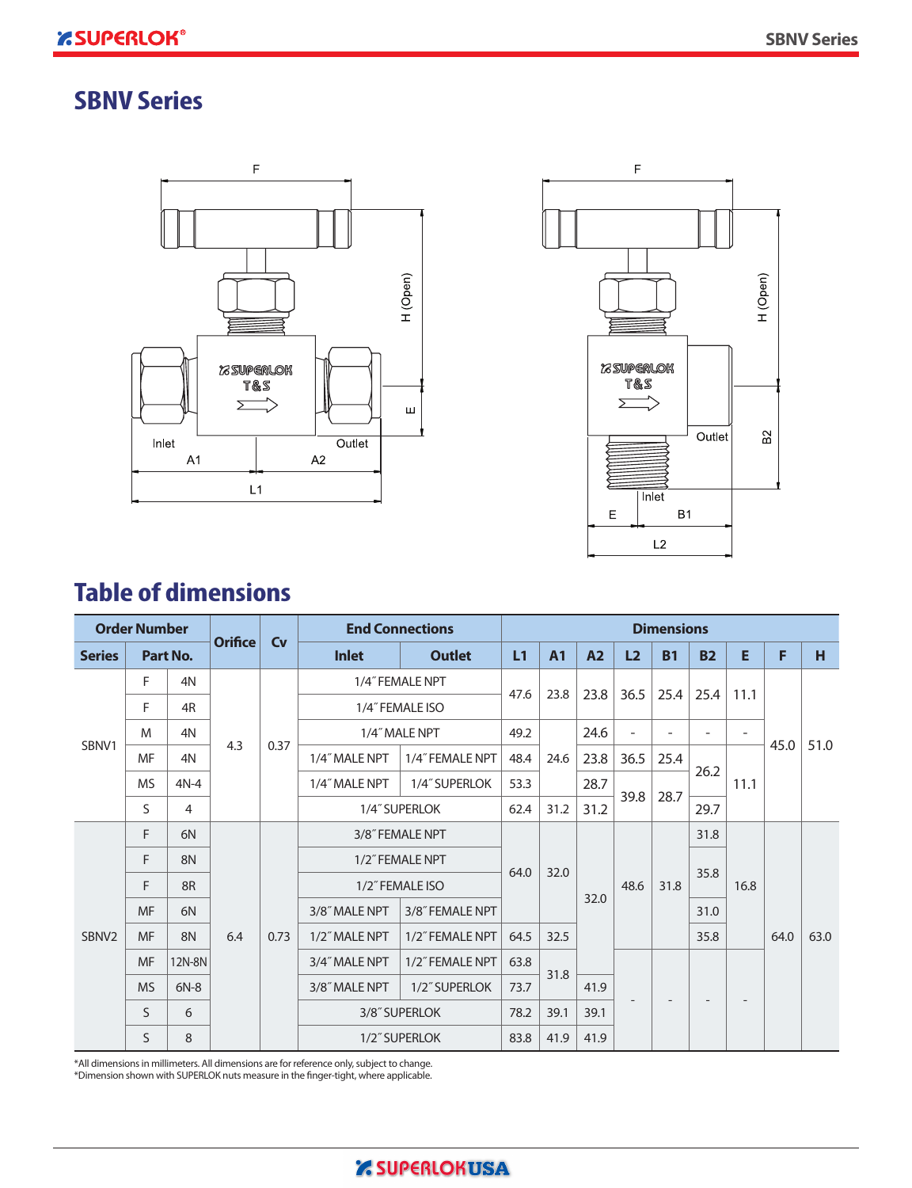# SBNV Series

## Table of dimensions

| Order Number | | | Orifice | Cv | End Connections | | Dimensions | | | | | | | | | |
|---|---|---|---|---|---|---|---|---|---|---|---|---|---|---|---|---|
| Series | Part No. | | | | Inlet | Outlet | L1 | A1 | A2 | L2 | B1 | B2 | E | F | H |
| SBNV1 | F | 4N | 4.3 | 0.37 | 1/4″ FEMALE NPT | | 47.6 | 23.8 | 23.8 | 36.5 | 25.4 | 25.4 | 11.1 | 45.0 | 51.0 |
| | F | 4R | | | 1/4″ FEMALE ISO | | 47.6 | 23.8 | 23.8 | 36.5 | 25.4 | 25.4 | 11.1 | | |
| | M | 4N | | | 1/4″ MALE NPT | | 49.2 | 24.6 | 24.6 | - | - | - | - | | |
| | MF | 4N | | | 1/4″ MALE NPT | 1/4″ FEMALE NPT | 48.4 | 24.6 | 23.8 | 36.5 | 25.4 | 26.2 | 11.1 | | |
| | MS | 4N-4 | | | 1/4″ MALE NPT | 1/4″ SUPERLOK | 53.3 | 24.6 | 28.7 | 39.8 | 28.7 | 26.2 | 11.1 | | |
| | S | 4 | | | 1/4″ SUPERLOK | | 62.4 | 31.2 | 31.2 | 39.8 | 28.7 | 29.7 | 11.1 | | |
| SBNV2 | F | 6N | 6.4 | 0.73 | 3/8″ FEMALE NPT | | 64.0 | 32.0 | 32.0 | 48.6 | 31.8 | 31.8 | 16.8 | 64.0 | 63.0 |
| | F | 8N | | | 1/2″ FEMALE NPT | | 64.0 | 32.0 | 32.0 | 48.6 | 31.8 | 35.8 | 16.8 | | |
| | F | 8R | | | 1/2″ FEMALE ISO | | 64.0 | 32.0 | 32.0 | 48.6 | 31.8 | 35.8 | 16.8 | | |
| | MF | 6N | | | 3/8″ MALE NPT | 3/8″ FEMALE NPT | 64.0 | 32.0 | 32.0 | 48.6 | 31.8 | 31.0 | 16.8 | | |
| | MF | 8N | | | 1/2″ MALE NPT | 1/2″ FEMALE NPT | 64.5 | 32.5 | 32.0 | 48.6 | 31.8 | 35.8 | 16.8 | | |
| | MF | 12N-8N | | | 3/4″ MALE NPT | 1/2″ FEMALE NPT | 63.8 | 31.8 | 32.0 | - | - | - | - | | |
| | MS | 6N-8 | | | 3/8″ MALE NPT | 1/2″ SUPERLOK | 73.7 | 31.8 | 41.9 | - | - | - | - | | |
| | S | 6 | | | 3/8″ SUPERLOK | | 78.2 | 39.1 | 39.1 | - | - | - | - | | |
| | S | 8 | | | 1/2″ SUPERLOK | | 83.8 | 41.9 | 41.9 | - | - | - | - | | |

*All dimensions in millimeters. All dimensions are for reference only, subject to change.
*Dimension shown with SUPERLOK nuts measure in the finger-tight, where applicable.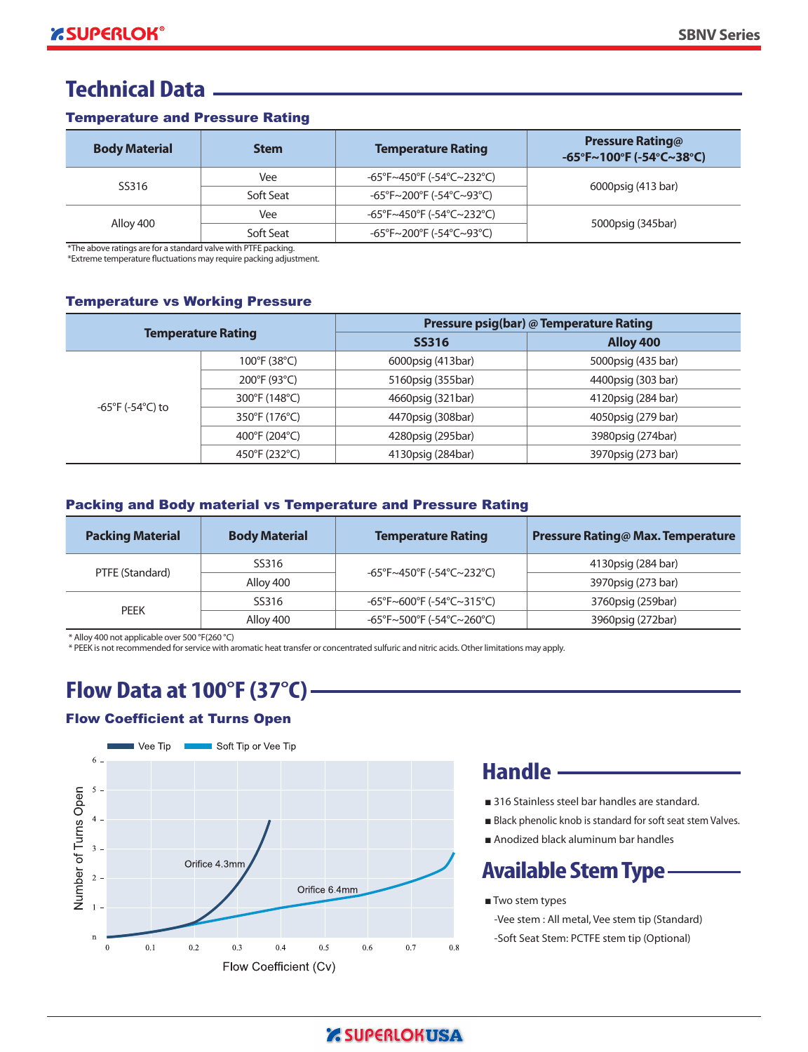# Technical Data

### Temperature and Pressure Rating

| Body Material | Stem | Temperature Rating | Pressure Rating@ -65°F~100°F (-54°C~38°C) |
|---|---|---|---|
| SS316 | Vee | -65°F~450°F (-54°C~232°C) | 6000psig (413 bar) |
| | Soft Seat | -65°F~200°F (-54°C~93°C) | |
| Alloy 400 | Vee | -65°F~450°F (-54°C~232°C) | 5000psig (345bar) |
| | Soft Seat | -65°F~200°F (-54°C~93°C) | |

*The above ratings are for a standard valve with PTFE packing.
*Extreme temperature fluctuations may require packing adjustment.

### Temperature vs Working Pressure

| Temperature Rating | | Pressure psig(bar) @ Temperature Rating | |
|---|---|---|---|
| | | SS316 | Alloy 400 |
| -65°F (-54°C) to | 100°F (38°C) | 6000psig (413bar) | 5000psig (435 bar) |
| | 200°F (93°C) | 5160psig (355bar) | 4400psig (303 bar) |
| | 300°F (148°C) | 4660psig (321bar) | 4120psig (284 bar) |
| | 350°F (176°C) | 4470psig (308bar) | 4050psig (279 bar) |
| | 400°F (204°C) | 4280psig (295bar) | 3980psig (274bar) |
| | 450°F (232°C) | 4130psig (284bar) | 3970psig (273 bar) |

### Packing and Body material vs Temperature and Pressure Rating

| Packing Material | Body Material | Temperature Rating | Pressure Rating@ Max. Temperature |
|---|---|---|---|
| PTFE (Standard) | SS316 | -65°F~450°F (-54°C~232°C) | 4130psig (284 bar) |
| | Alloy 400 | | 3970psig (273 bar) |
| PEEK | SS316 | -65°F~600°F (-54°C~315°C) | 3760psig (259bar) |
| | Alloy 400 | -65°F~500°F (-54°C~260°C) | 3960psig (272bar) |

* Alloy 400 not applicable over 500 °F(260 °C)
* PEEK is not recommended for service with aromatic heat transfer or concentrated sulfuric and nitric acids. Other limitations may apply.

# Flow Data at 100°F (37°C)

### Flow Coefficient at Turns Open

Vee Tip — Soft Tip or Vee Tip

Number of Turns Open (0–6) vs Flow Coefficient (Cv) (0–0.8); curves: Orifice 4.3mm, Orifice 6.4mm

# Handle

- 316 Stainless steel bar handles are standard.
- Black phenolic knob is standard for soft seat stem Valves.
- Anodized black aluminum bar handles

# Available Stem Type

- Two stem types
  - -Vee stem : All metal, Vee stem tip (Standard)
  - -Soft Seat Stem: PCTFE stem tip (Optional)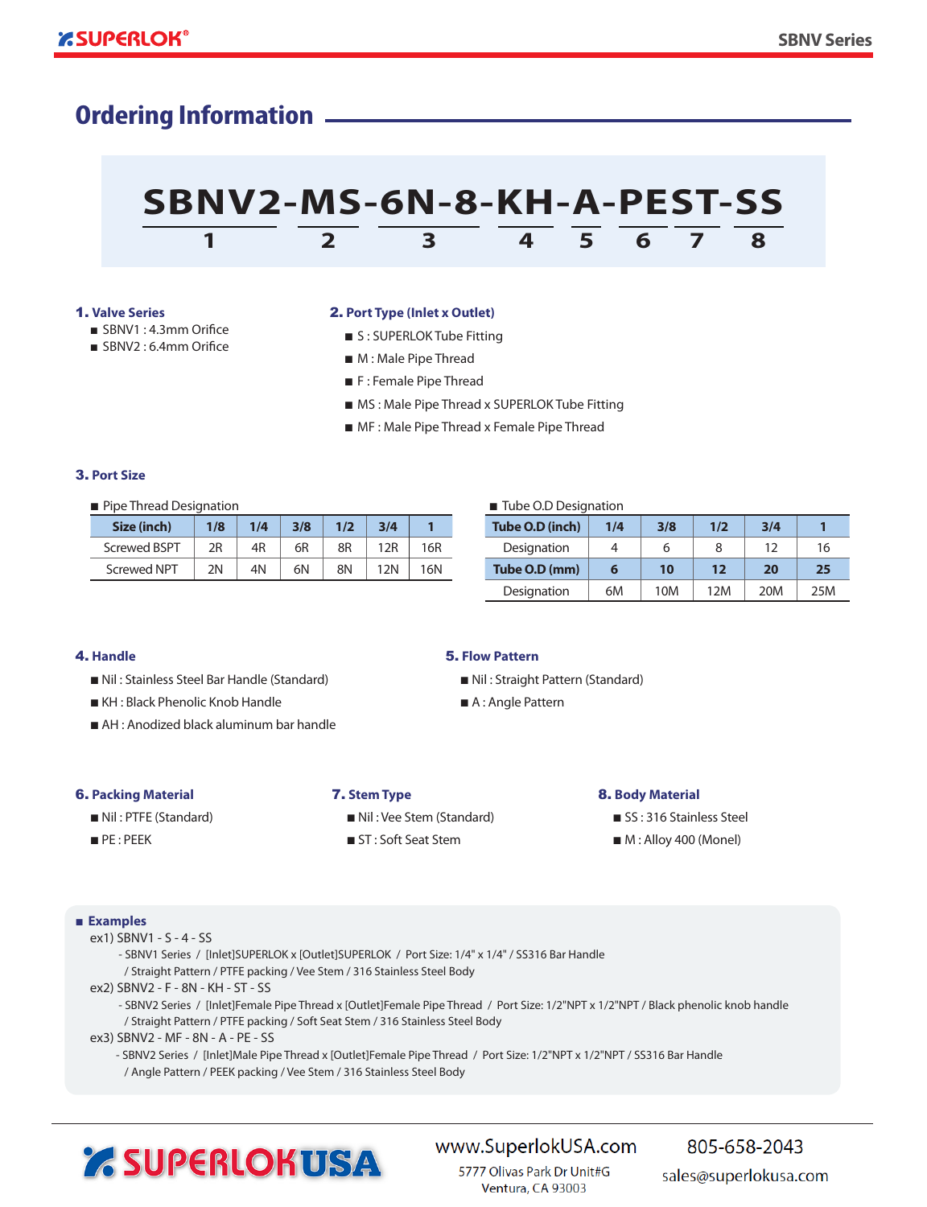## Ordering Information

**SBNV2-MS-6N-8-KH-A-PEST-SS**

| SBNV2 | MS | 6N | 8 | KH | A | PE | ST | SS |
|---|---|---|---|---|---|---|---|---|
| 1 | 2 | 3 | | 4 | 5 | 6 | 7 | 8 |

### 1. Valve Series

- SBNV1 : 4.3mm Orifice
- SBNV2 : 6.4mm Orifice

### 2. Port Type (Inlet x Outlet)

- S : SUPERLOK Tube Fitting
- M : Male Pipe Thread
- F : Female Pipe Thread
- MS : Male Pipe Thread x SUPERLOK Tube Fitting
- MF : Male Pipe Thread x Female Pipe Thread

### 3. Port Size

- Pipe Thread Designation

| Size (inch) | 1/8 | 1/4 | 3/8 | 1/2 | 3/4 | 1 |
|---|---|---|---|---|---|---|
| Screwed BSPT | 2R | 4R | 6R | 8R | 12R | 16R |
| Screwed NPT | 2N | 4N | 6N | 8N | 12N | 16N |

- Tube O.D Designation

| Tube O.D (inch) | 1/4 | 3/8 | 1/2 | 3/4 | 1 |
|---|---|---|---|---|---|
| Designation | 4 | 6 | 8 | 12 | 16 |
| **Tube O.D (mm)** | **6** | **10** | **12** | **20** | **25** |
| Designation | 6M | 10M | 12M | 20M | 25M |

### 4. Handle

- Nil : Stainless Steel Bar Handle (Standard)
- KH : Black Phenolic Knob Handle
- AH : Anodized black aluminum bar handle

### 5. Flow Pattern

- Nil : Straight Pattern (Standard)
- A : Angle Pattern

### 6. Packing Material

- Nil : PTFE (Standard)
- PE : PEEK

### 7. Stem Type

- Nil : Vee Stem (Standard)
- ST : Soft Seat Stem

### 8. Body Material

- SS : 316 Stainless Steel
- M : Alloy 400 (Monel)

**Examples**

ex1) SBNV1 - S - 4 - SS
- SBNV1 Series / [Inlet]SUPERLOK x [Outlet]SUPERLOK / Port Size: 1/4" x 1/4" / SS316 Bar Handle / Straight Pattern / PTFE packing / Vee Stem / 316 Stainless Steel Body

ex2) SBNV2 - F - 8N - KH - ST - SS
- SBNV2 Series / [Inlet]Female Pipe Thread x [Outlet]Female Pipe Thread / Port Size: 1/2"NPT x 1/2"NPT / Black phenolic knob handle / Straight Pattern / PTFE packing / Soft Seat Stem / 316 Stainless Steel Body

ex3) SBNV2 - MF - 8N - A - PE - SS
- SBNV2 Series / [Inlet]Male Pipe Thread x [Outlet]Female Pipe Thread / Port Size: 1/2"NPT x 1/2"NPT / SS316 Bar Handle / Angle Pattern / PEEK packing / Vee Stem / 316 Stainless Steel Body

SUPERLOK USA

www.SuperlokUSA.com
5777 Olivas Park Dr Unit#G
Ventura, CA 93003

805-658-2043
sales@superlokusa.com